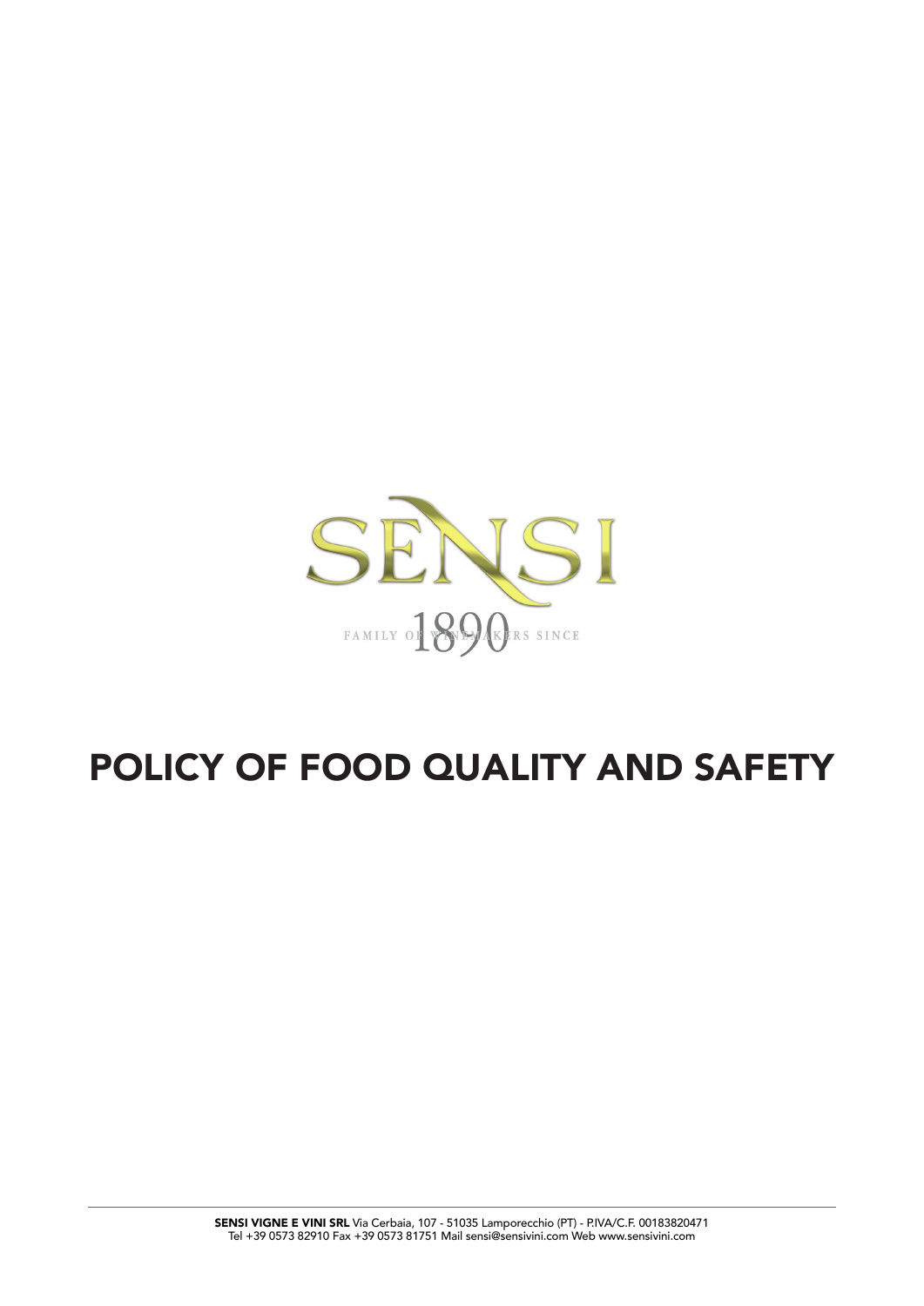SENSI

1890

FAMILY OF WINEMAKERS SINCE

# POLICY OF FOOD QUALITY AND SAFETY

**SENSI VIGNE E VINI SRL** Via Cerbaia, 107 - 51035 Lamporecchio (PT) - P.IVA/C.F. 00183820471
Tel +39 0573 82910 Fax +39 0573 81751 Mail sensi@sensivini.com Web www.sensivini.com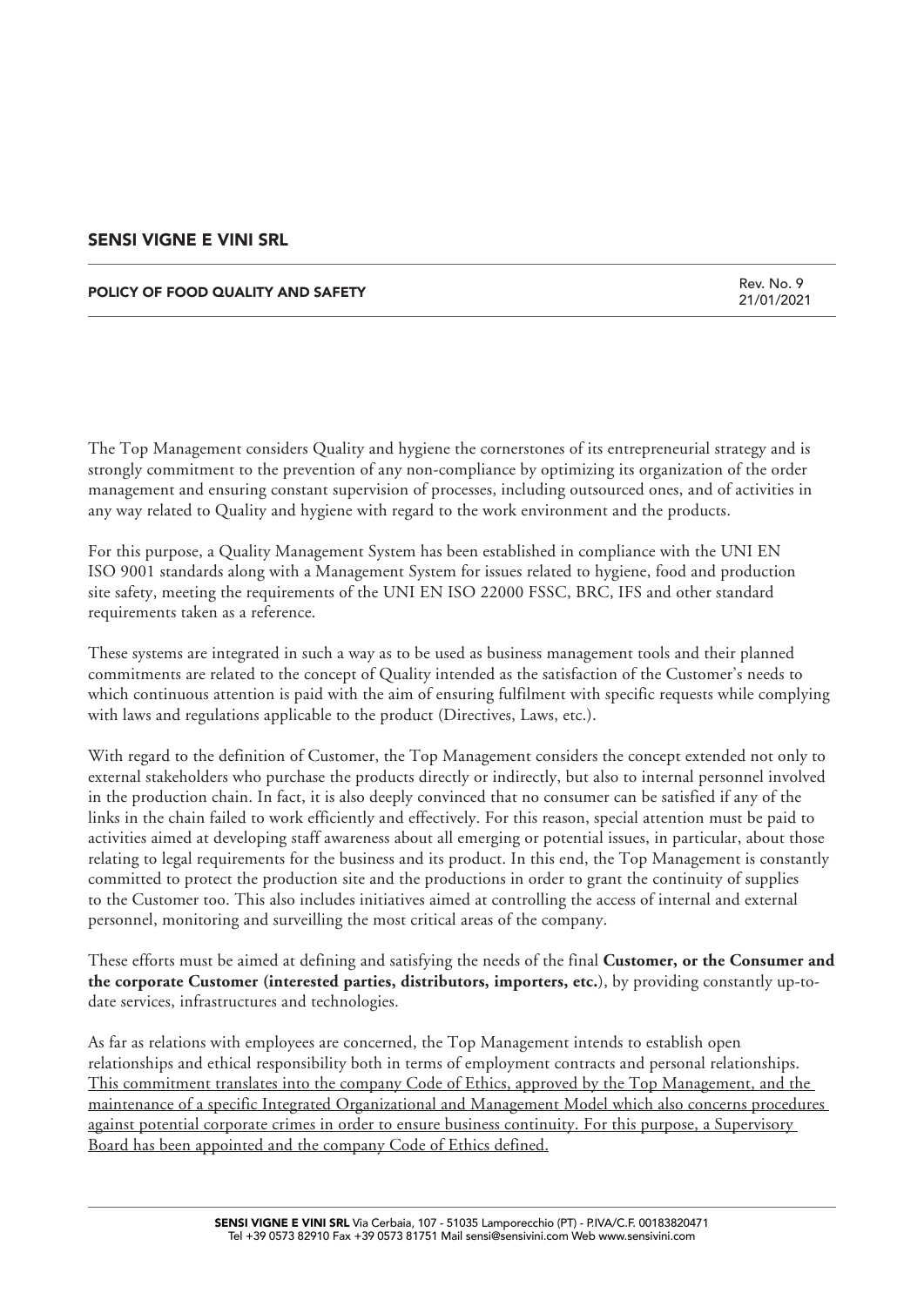## SENSI VIGNE E VINI SRL

**POLICY OF FOOD QUALITY AND SAFETY**

Rev. No. 9
21/01/2021

The Top Management considers Quality and hygiene the cornerstones of its entrepreneurial strategy and is strongly commitment to the prevention of any non-compliance by optimizing its organization of the order management and ensuring constant supervision of processes, including outsourced ones, and of activities in any way related to Quality and hygiene with regard to the work environment and the products.

For this purpose, a Quality Management System has been established in compliance with the UNI EN ISO 9001 standards along with a Management System for issues related to hygiene, food and production site safety, meeting the requirements of the UNI EN ISO 22000 FSSC, BRC, IFS and other standard requirements taken as a reference.

These systems are integrated in such a way as to be used as business management tools and their planned commitments are related to the concept of Quality intended as the satisfaction of the Customer's needs to which continuous attention is paid with the aim of ensuring fulfilment with specific requests while complying with laws and regulations applicable to the product (Directives, Laws, etc.).

With regard to the definition of Customer, the Top Management considers the concept extended not only to external stakeholders who purchase the products directly or indirectly, but also to internal personnel involved in the production chain. In fact, it is also deeply convinced that no consumer can be satisfied if any of the links in the chain failed to work efficiently and effectively. For this reason, special attention must be paid to activities aimed at developing staff awareness about all emerging or potential issues, in particular, about those relating to legal requirements for the business and its product. In this end, the Top Management is constantly committed to protect the production site and the productions in order to grant the continuity of supplies to the Customer too. This also includes initiatives aimed at controlling the access of internal and external personnel, monitoring and surveilling the most critical areas of the company.

These efforts must be aimed at defining and satisfying the needs of the final **Customer, or the Consumer and the corporate Customer (interested parties, distributors, importers, etc.**), by providing constantly up-to-date services, infrastructures and technologies.

As far as relations with employees are concerned, the Top Management intends to establish open relationships and ethical responsibility both in terms of employment contracts and personal relationships. <u>This commitment translates into the company Code of Ethics, approved by the Top Management, and the maintenance of a specific Integrated Organizational and Management Model which also concerns procedures against potential corporate crimes in order to ensure business continuity. For this purpose, a Supervisory Board has been appointed and the company Code of Ethics defined.</u>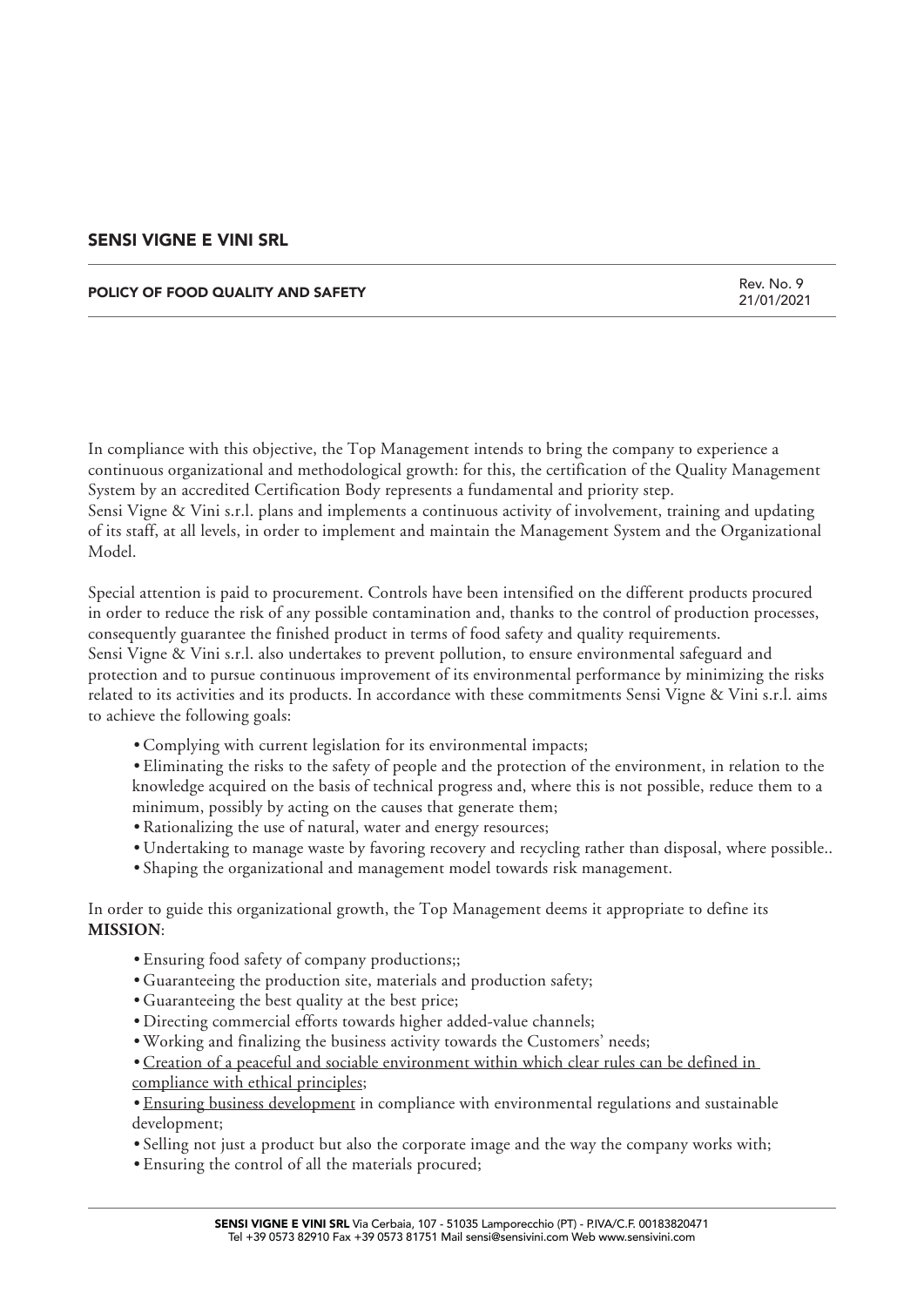In compliance with this objective, the Top Management intends to bring the company to experience a continuous organizational and methodological growth: for this, the certification of the Quality Management System by an accredited Certification Body represents a fundamental and priority step.
Sensi Vigne & Vini s.r.l. plans and implements a continuous activity of involvement, training and updating of its staff, at all levels, in order to implement and maintain the Management System and the Organizational Model.

Special attention is paid to procurement. Controls have been intensified on the different products procured in order to reduce the risk of any possible contamination and, thanks to the control of production processes, consequently guarantee the finished product in terms of food safety and quality requirements.
Sensi Vigne & Vini s.r.l. also undertakes to prevent pollution, to ensure environmental safeguard and protection and to pursue continuous improvement of its environmental performance by minimizing the risks related to its activities and its products. In accordance with these commitments Sensi Vigne & Vini s.r.l. aims to achieve the following goals:

- Complying with current legislation for its environmental impacts;
- Eliminating the risks to the safety of people and the protection of the environment, in relation to the knowledge acquired on the basis of technical progress and, where this is not possible, reduce them to a minimum, possibly by acting on the causes that generate them;
- Rationalizing the use of natural, water and energy resources;
- Undertaking to manage waste by favoring recovery and recycling rather than disposal, where possible..
- Shaping the organizational and management model towards risk management.

In order to guide this organizational growth, the Top Management deems it appropriate to define its **MISSION**:

- Ensuring food safety of company productions;;
- Guaranteeing the production site, materials and production safety;
- Guaranteeing the best quality at the best price;
- Directing commercial efforts towards higher added-value channels;
- Working and finalizing the business activity towards the Customers' needs;
- <u>Creation of a peaceful and sociable environment within which clear rules can be defined in compliance with ethical principles</u>;
- <u>Ensuring business development</u> in compliance with environmental regulations and sustainable development;
- Selling not just a product but also the corporate image and the way the company works with;
- Ensuring the control of all the materials procured;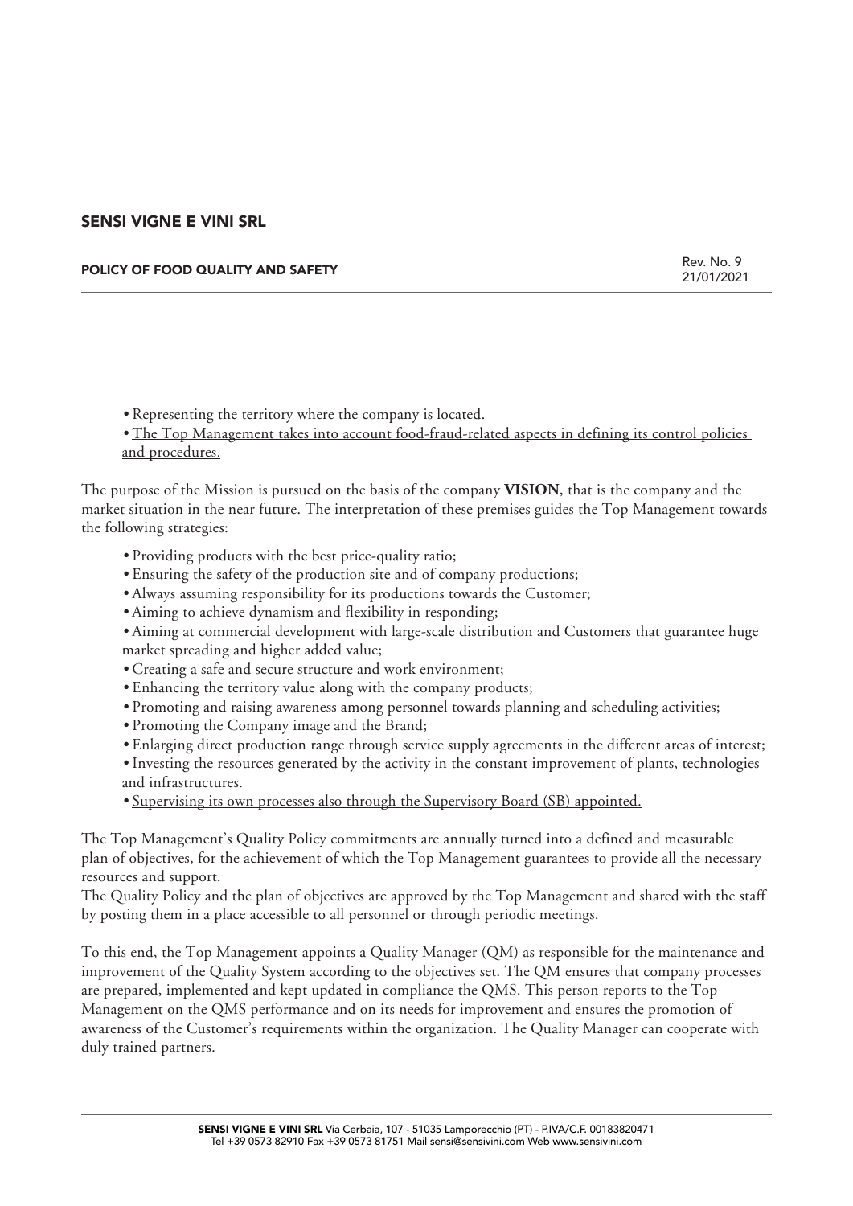- Representing the territory where the company is located.
- The Top Management takes into account food-fraud-related aspects in defining its control policies and procedures.

The purpose of the Mission is pursued on the basis of the company **VISION**, that is the company and the market situation in the near future. The interpretation of these premises guides the Top Management towards the following strategies:

- Providing products with the best price-quality ratio;
- Ensuring the safety of the production site and of company productions;
- Always assuming responsibility for its productions towards the Customer;
- Aiming to achieve dynamism and flexibility in responding;
- Aiming at commercial development with large-scale distribution and Customers that guarantee huge market spreading and higher added value;
- Creating a safe and secure structure and work environment;
- Enhancing the territory value along with the company products;
- Promoting and raising awareness among personnel towards planning and scheduling activities;
- Promoting the Company image and the Brand;
- Enlarging direct production range through service supply agreements in the different areas of interest;
- Investing the resources generated by the activity in the constant improvement of plants, technologies and infrastructures.
- Supervising its own processes also through the Supervisory Board (SB) appointed.

The Top Management's Quality Policy commitments are annually turned into a defined and measurable plan of objectives, for the achievement of which the Top Management guarantees to provide all the necessary resources and support.
The Quality Policy and the plan of objectives are approved by the Top Management and shared with the staff by posting them in a place accessible to all personnel or through periodic meetings.

To this end, the Top Management appoints a Quality Manager (QM) as responsible for the maintenance and improvement of the Quality System according to the objectives set. The QM ensures that company processes are prepared, implemented and kept updated in compliance the QMS. This person reports to the Top Management on the QMS performance and on its needs for improvement and ensures the promotion of awareness of the Customer's requirements within the organization. The Quality Manager can cooperate with duly trained partners.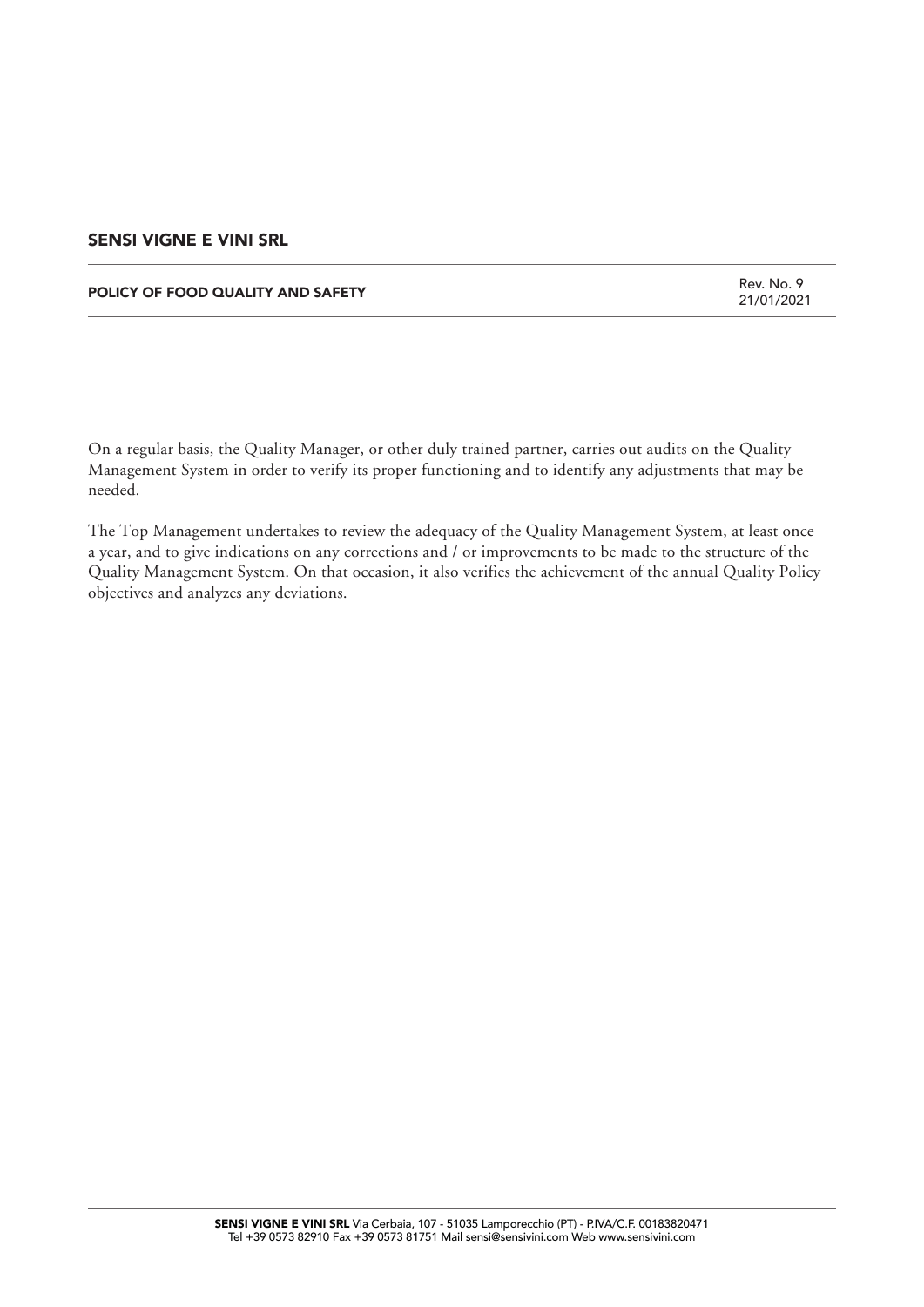On a regular basis, the Quality Manager, or other duly trained partner, carries out audits on the Quality Management System in order to verify its proper functioning and to identify any adjustments that may be needed.

The Top Management undertakes to review the adequacy of the Quality Management System, at least once a year, and to give indications on any corrections and / or improvements to be made to the structure of the Quality Management System. On that occasion, it also verifies the achievement of the annual Quality Policy objectives and analyzes any deviations.